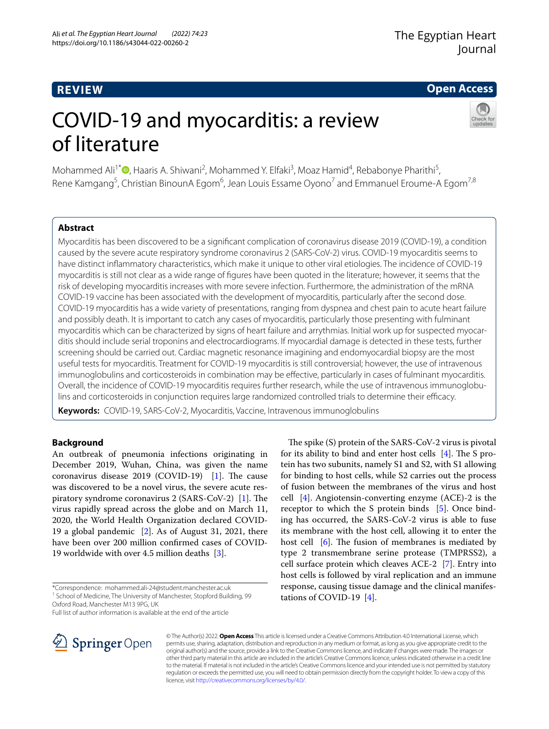**REVIEW**

**Open Access**

# COVID-19 and myocarditis: a review of literature

Mohammed Ali[1*], Haaris A. Shiwani[2], Mohammed Y. Elfaki[3], Moaz Hamid[4], Rebabonye Pharithi[5], Rene Kamgang[5], Christian BinounA Egom[6], Jean Louis Essame Oyono[7] and Emmanuel Eroume-A Egom[7,8]

## Abstract

Myocarditis has been discovered to be a significant complication of coronavirus disease 2019 (COVID-19), a condition caused by the severe acute respiratory syndrome coronavirus 2 (SARS-CoV-2) virus. COVID-19 myocarditis seems to have distinct inflammatory characteristics, which make it unique to other viral etiologies. The incidence of COVID-19 myocarditis is still not clear as a wide range of figures have been quoted in the literature; however, it seems that the risk of developing myocarditis increases with more severe infection. Furthermore, the administration of the mRNA COVID-19 vaccine has been associated with the development of myocarditis, particularly after the second dose. COVID-19 myocarditis has a wide variety of presentations, ranging from dyspnea and chest pain to acute heart failure and possibly death. It is important to catch any cases of myocarditis, particularly those presenting with fulminant myocarditis which can be characterized by signs of heart failure and arrythmias. Initial work up for suspected myocarditis should include serial troponins and electrocardiograms. If myocardial damage is detected in these tests, further screening should be carried out. Cardiac magnetic resonance imagining and endomyocardial biopsy are the most useful tests for myocarditis. Treatment for COVID-19 myocarditis is still controversial; however, the use of intravenous immunoglobulins and corticosteroids in combination may be effective, particularly in cases of fulminant myocarditis. Overall, the incidence of COVID-19 myocarditis requires further research, while the use of intravenous immunoglobulins and corticosteroids in conjunction requires large randomized controlled trials to determine their efficacy.

**Keywords:** COVID-19, SARS-CoV-2, Myocarditis, Vaccine, Intravenous immunoglobulins

## Background

An outbreak of pneumonia infections originating in December 2019, Wuhan, China, was given the name coronavirus disease 2019 (COVID-19) [1]. The cause was discovered to be a novel virus, the severe acute respiratory syndrome coronavirus 2 (SARS-CoV-2) [1]. The virus rapidly spread across the globe and on March 11, 2020, the World Health Organization declared COVID-19 a global pandemic [2]. As of August 31, 2021, there have been over 200 million confirmed cases of COVID-19 worldwide with over 4.5 million deaths [3].

The spike (S) protein of the SARS-CoV-2 virus is pivotal for its ability to bind and enter host cells [4]. The S protein has two subunits, namely S1 and S2, with S1 allowing for binding to host cells, while S2 carries out the process of fusion between the membranes of the virus and host cell [4]. Angiotensin-converting enzyme (ACE)-2 is the receptor to which the S protein binds [5]. Once binding has occurred, the SARS-CoV-2 virus is able to fuse its membrane with the host cell, allowing it to enter the host cell [6]. The fusion of membranes is mediated by type 2 transmembrane serine protease (TMPRSS2), a cell surface protein which cleaves ACE-2 [7]. Entry into host cells is followed by viral replication and an immune response, causing tissue damage and the clinical manifestations of COVID-19 [4].

*Correspondence: mohammed.ali-24@student.manchester.ac.uk
[1] School of Medicine, The University of Manchester, Stopford Building, 99 Oxford Road, Manchester M13 9PG, UK
Full list of author information is available at the end of the article

© The Author(s) 2022. **Open Access** This article is licensed under a Creative Commons Attribution 4.0 International License, which permits use, sharing, adaptation, distribution and reproduction in any medium or format, as long as you give appropriate credit to the original author(s) and the source, provide a link to the Creative Commons licence, and indicate if changes were made. The images or other third party material in this article are included in the article's Creative Commons licence, unless indicated otherwise in a credit line to the material. If material is not included in the article's Creative Commons licence and your intended use is not permitted by statutory regulation or exceeds the permitted use, you will need to obtain permission directly from the copyright holder. To view a copy of this licence, visit http://creativecommons.org/licenses/by/4.0/.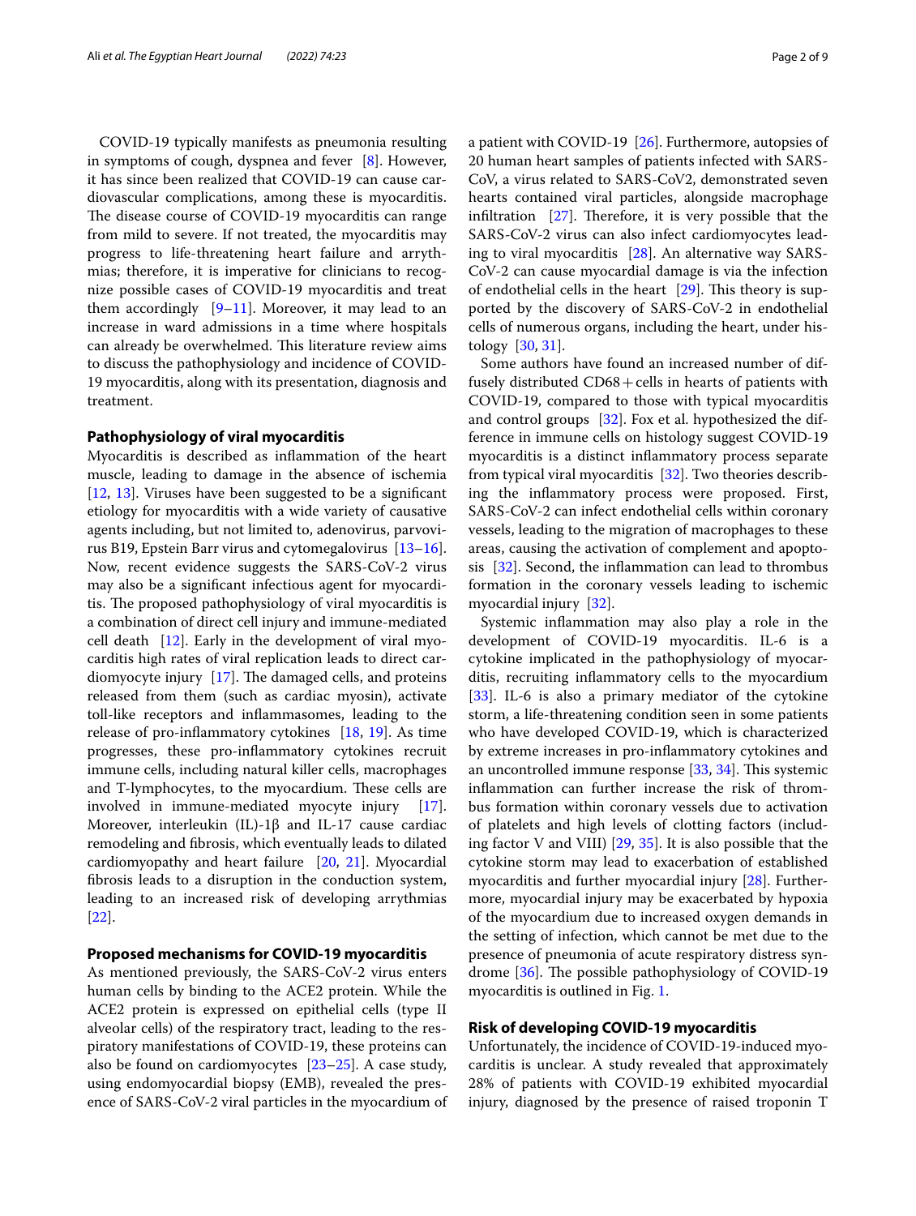COVID-19 typically manifests as pneumonia resulting in symptoms of cough, dyspnea and fever [8]. However, it has since been realized that COVID-19 can cause cardiovascular complications, among these is myocarditis. The disease course of COVID-19 myocarditis can range from mild to severe. If not treated, the myocarditis may progress to life-threatening heart failure and arrythmias; therefore, it is imperative for clinicians to recognize possible cases of COVID-19 myocarditis and treat them accordingly [9–11]. Moreover, it may lead to an increase in ward admissions in a time where hospitals can already be overwhelmed. This literature review aims to discuss the pathophysiology and incidence of COVID-19 myocarditis, along with its presentation, diagnosis and treatment.

## Pathophysiology of viral myocarditis

Myocarditis is described as inflammation of the heart muscle, leading to damage in the absence of ischemia [12, 13]. Viruses have been suggested to be a significant etiology for myocarditis with a wide variety of causative agents including, but not limited to, adenovirus, parvovirus B19, Epstein Barr virus and cytomegalovirus [13–16]. Now, recent evidence suggests the SARS-CoV-2 virus may also be a significant infectious agent for myocarditis. The proposed pathophysiology of viral myocarditis is a combination of direct cell injury and immune-mediated cell death [12]. Early in the development of viral myocarditis high rates of viral replication leads to direct cardiomyocyte injury [17]. The damaged cells, and proteins released from them (such as cardiac myosin), activate toll-like receptors and inflammasomes, leading to the release of pro-inflammatory cytokines [18, 19]. As time progresses, these pro-inflammatory cytokines recruit immune cells, including natural killer cells, macrophages and T-lymphocytes, to the myocardium. These cells are involved in immune-mediated myocyte injury [17]. Moreover, interleukin (IL)-1β and IL-17 cause cardiac remodeling and fibrosis, which eventually leads to dilated cardiomyopathy and heart failure [20, 21]. Myocardial fibrosis leads to a disruption in the conduction system, leading to an increased risk of developing arrythmias [22].

## Proposed mechanisms for COVID-19 myocarditis

As mentioned previously, the SARS-CoV-2 virus enters human cells by binding to the ACE2 protein. While the ACE2 protein is expressed on epithelial cells (type II alveolar cells) of the respiratory tract, leading to the respiratory manifestations of COVID-19, these proteins can also be found on cardiomyocytes [23–25]. A case study, using endomyocardial biopsy (EMB), revealed the presence of SARS-CoV-2 viral particles in the myocardium of a patient with COVID-19 [26]. Furthermore, autopsies of 20 human heart samples of patients infected with SARS-CoV, a virus related to SARS-CoV2, demonstrated seven hearts contained viral particles, alongside macrophage infiltration [27]. Therefore, it is very possible that the SARS-CoV-2 virus can also infect cardiomyocytes leading to viral myocarditis [28]. An alternative way SARS-CoV-2 can cause myocardial damage is via the infection of endothelial cells in the heart [29]. This theory is supported by the discovery of SARS-CoV-2 in endothelial cells of numerous organs, including the heart, under histology [30, 31].

Some authors have found an increased number of diffusely distributed CD68+cells in hearts of patients with COVID-19, compared to those with typical myocarditis and control groups [32]. Fox et al. hypothesized the difference in immune cells on histology suggest COVID-19 myocarditis is a distinct inflammatory process separate from typical viral myocarditis [32]. Two theories describing the inflammatory process were proposed. First, SARS-CoV-2 can infect endothelial cells within coronary vessels, leading to the migration of macrophages to these areas, causing the activation of complement and apoptosis [32]. Second, the inflammation can lead to thrombus formation in the coronary vessels leading to ischemic myocardial injury [32].

Systemic inflammation may also play a role in the development of COVID-19 myocarditis. IL-6 is a cytokine implicated in the pathophysiology of myocarditis, recruiting inflammatory cells to the myocardium [33]. IL-6 is also a primary mediator of the cytokine storm, a life-threatening condition seen in some patients who have developed COVID-19, which is characterized by extreme increases in pro-inflammatory cytokines and an uncontrolled immune response [33, 34]. This systemic inflammation can further increase the risk of thrombus formation within coronary vessels due to activation of platelets and high levels of clotting factors (including factor V and VIII) [29, 35]. It is also possible that the cytokine storm may lead to exacerbation of established myocarditis and further myocardial injury [28]. Furthermore, myocardial injury may be exacerbated by hypoxia of the myocardium due to increased oxygen demands in the setting of infection, which cannot be met due to the presence of pneumonia of acute respiratory distress syndrome [36]. The possible pathophysiology of COVID-19 myocarditis is outlined in Fig. 1.

## Risk of developing COVID-19 myocarditis

Unfortunately, the incidence of COVID-19-induced myocarditis is unclear. A study revealed that approximately 28% of patients with COVID-19 exhibited myocardial injury, diagnosed by the presence of raised troponin T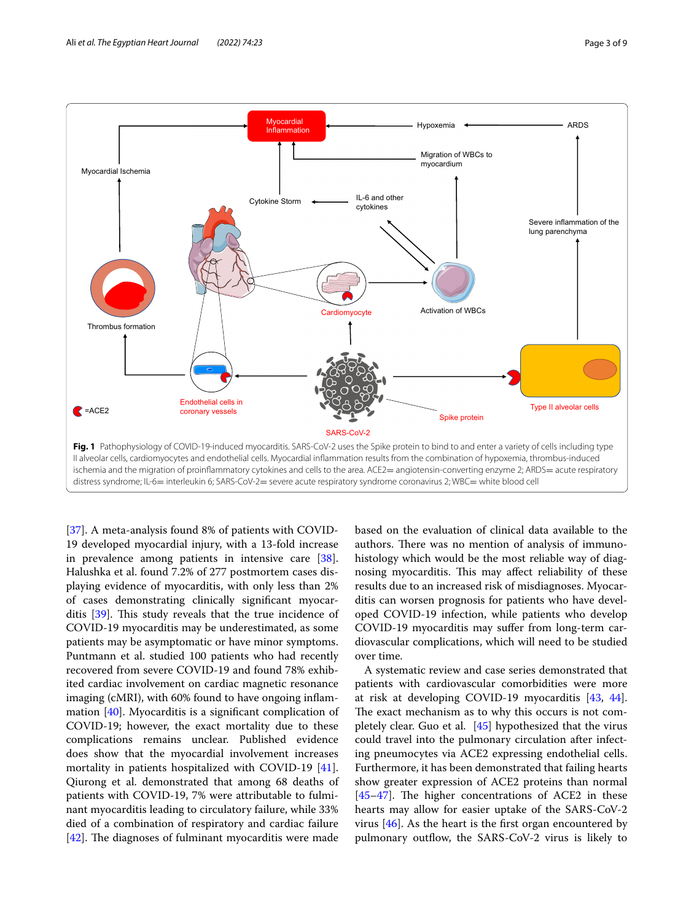**Fig. 1** Pathophysiology of COVID-19-induced myocarditis. SARS-CoV-2 uses the Spike protein to bind to and enter a variety of cells including type II alveolar cells, cardiomyocytes and endothelial cells. Myocardial inflammation results from the combination of hypoxemia, thrombus-induced ischemia and the migration of proinflammatory cytokines and cells to the area. ACE2= angiotensin-converting enzyme 2; ARDS= acute respiratory distress syndrome; IL-6= interleukin 6; SARS-CoV-2= severe acute respiratory syndrome coronavirus 2; WBC= white blood cell

[37]. A meta-analysis found 8% of patients with COVID-19 developed myocardial injury, with a 13-fold increase in prevalence among patients in intensive care [38]. Halushka et al. found 7.2% of 277 postmortem cases displaying evidence of myocarditis, with only less than 2% of cases demonstrating clinically significant myocarditis [39]. This study reveals that the true incidence of COVID-19 myocarditis may be underestimated, as some patients may be asymptomatic or have minor symptoms. Puntmann et al. studied 100 patients who had recently recovered from severe COVID-19 and found 78% exhibited cardiac involvement on cardiac magnetic resonance imaging (cMRI), with 60% found to have ongoing inflammation [40]. Myocarditis is a significant complication of COVID-19; however, the exact mortality due to these complications remains unclear. Published evidence does show that the myocardial involvement increases mortality in patients hospitalized with COVID-19 [41]. Qiurong et al. demonstrated that among 68 deaths of patients with COVID-19, 7% were attributable to fulminant myocarditis leading to circulatory failure, while 33% died of a combination of respiratory and cardiac failure [42]. The diagnoses of fulminant myocarditis were made based on the evaluation of clinical data available to the authors. There was no mention of analysis of immunohistology which would be the most reliable way of diagnosing myocarditis. This may affect reliability of these results due to an increased risk of misdiagnoses. Myocarditis can worsen prognosis for patients who have developed COVID-19 infection, while patients who develop COVID-19 myocarditis may suffer from long-term cardiovascular complications, which will need to be studied over time.

A systematic review and case series demonstrated that patients with cardiovascular comorbidities were more at risk at developing COVID-19 myocarditis [43, 44]. The exact mechanism as to why this occurs is not completely clear. Guo et al. [45] hypothesized that the virus could travel into the pulmonary circulation after infecting pneumocytes via ACE2 expressing endothelial cells. Furthermore, it has been demonstrated that failing hearts show greater expression of ACE2 proteins than normal [45–47]. The higher concentrations of ACE2 in these hearts may allow for easier uptake of the SARS-CoV-2 virus [46]. As the heart is the first organ encountered by pulmonary outflow, the SARS-CoV-2 virus is likely to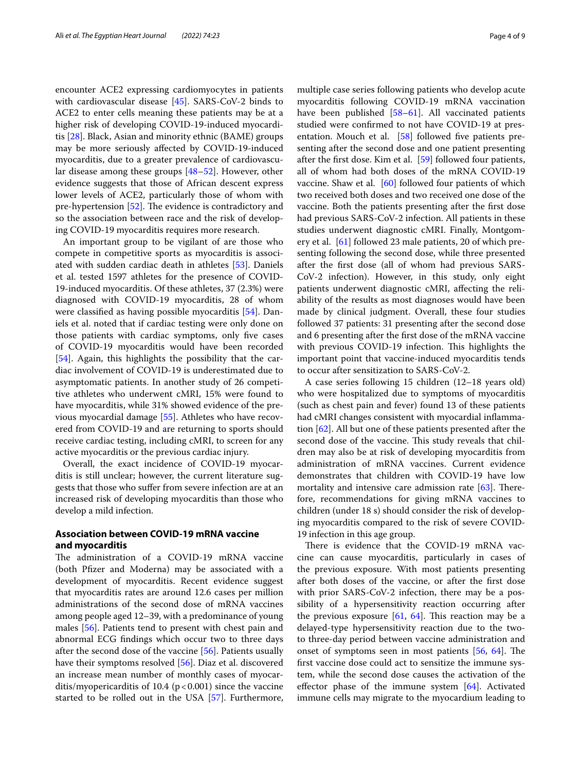encounter ACE2 expressing cardiomyocytes in patients with cardiovascular disease [45]. SARS-CoV-2 binds to ACE2 to enter cells meaning these patients may be at a higher risk of developing COVID-19-induced myocarditis [28]. Black, Asian and minority ethnic (BAME) groups may be more seriously affected by COVID-19-induced myocarditis, due to a greater prevalence of cardiovascular disease among these groups [48–52]. However, other evidence suggests that those of African descent express lower levels of ACE2, particularly those of whom with pre-hypertension [52]. The evidence is contradictory and so the association between race and the risk of developing COVID-19 myocarditis requires more research.

An important group to be vigilant of are those who compete in competitive sports as myocarditis is associated with sudden cardiac death in athletes [53]. Daniels et al. tested 1597 athletes for the presence of COVID-19-induced myocarditis. Of these athletes, 37 (2.3%) were diagnosed with COVID-19 myocarditis, 28 of whom were classified as having possible myocarditis [54]. Daniels et al. noted that if cardiac testing were only done on those patients with cardiac symptoms, only five cases of COVID-19 myocarditis would have been recorded [54]. Again, this highlights the possibility that the cardiac involvement of COVID-19 is underestimated due to asymptomatic patients. In another study of 26 competitive athletes who underwent cMRI, 15% were found to have myocarditis, while 31% showed evidence of the previous myocardial damage [55]. Athletes who have recovered from COVID-19 and are returning to sports should receive cardiac testing, including cMRI, to screen for any active myocarditis or the previous cardiac injury.

Overall, the exact incidence of COVID-19 myocarditis is still unclear; however, the current literature suggests that those who suffer from severe infection are at an increased risk of developing myocarditis than those who develop a mild infection.

## Association between COVID-19 mRNA vaccine and myocarditis

The administration of a COVID-19 mRNA vaccine (both Pfizer and Moderna) may be associated with a development of myocarditis. Recent evidence suggest that myocarditis rates are around 12.6 cases per million administrations of the second dose of mRNA vaccines among people aged 12–39, with a predominance of young males [56]. Patients tend to present with chest pain and abnormal ECG findings which occur two to three days after the second dose of the vaccine [56]. Patients usually have their symptoms resolved [56]. Diaz et al. discovered an increase mean number of monthly cases of myocarditis/myopericarditis of 10.4 ($p<0.001$) since the vaccine started to be rolled out in the USA [57]. Furthermore, multiple case series following patients who develop acute myocarditis following COVID-19 mRNA vaccination have been published [58–61]. All vaccinated patients studied were confirmed to not have COVID-19 at presentation. Mouch et al. [58] followed five patients presenting after the second dose and one patient presenting after the first dose. Kim et al. [59] followed four patients, all of whom had both doses of the mRNA COVID-19 vaccine. Shaw et al. [60] followed four patients of which two received both doses and two received one dose of the vaccine. Both the patients presenting after the first dose had previous SARS-CoV-2 infection. All patients in these studies underwent diagnostic cMRI. Finally, Montgomery et al. [61] followed 23 male patients, 20 of which presenting following the second dose, while three presented after the first dose (all of whom had previous SARS-CoV-2 infection). However, in this study, only eight patients underwent diagnostic cMRI, affecting the reliability of the results as most diagnoses would have been made by clinical judgment. Overall, these four studies followed 37 patients: 31 presenting after the second dose and 6 presenting after the first dose of the mRNA vaccine with previous COVID-19 infection. This highlights the important point that vaccine-induced myocarditis tends to occur after sensitization to SARS-CoV-2.

A case series following 15 children (12–18 years old) who were hospitalized due to symptoms of myocarditis (such as chest pain and fever) found 13 of these patients had cMRI changes consistent with myocardial inflammation [62]. All but one of these patients presented after the second dose of the vaccine. This study reveals that children may also be at risk of developing myocarditis from administration of mRNA vaccines. Current evidence demonstrates that children with COVID-19 have low mortality and intensive care admission rate [63]. Therefore, recommendations for giving mRNA vaccines to children (under 18 s) should consider the risk of developing myocarditis compared to the risk of severe COVID-19 infection in this age group.

There is evidence that the COVID-19 mRNA vaccine can cause myocarditis, particularly in cases of the previous exposure. With most patients presenting after both doses of the vaccine, or after the first dose with prior SARS-CoV-2 infection, there may be a possibility of a hypersensitivity reaction occurring after the previous exposure [61, 64]. This reaction may be a delayed-type hypersensitivity reaction due to the two- to three-day period between vaccine administration and onset of symptoms seen in most patients [56, 64]. The first vaccine dose could act to sensitize the immune system, while the second dose causes the activation of the effector phase of the immune system [64]. Activated immune cells may migrate to the myocardium leading to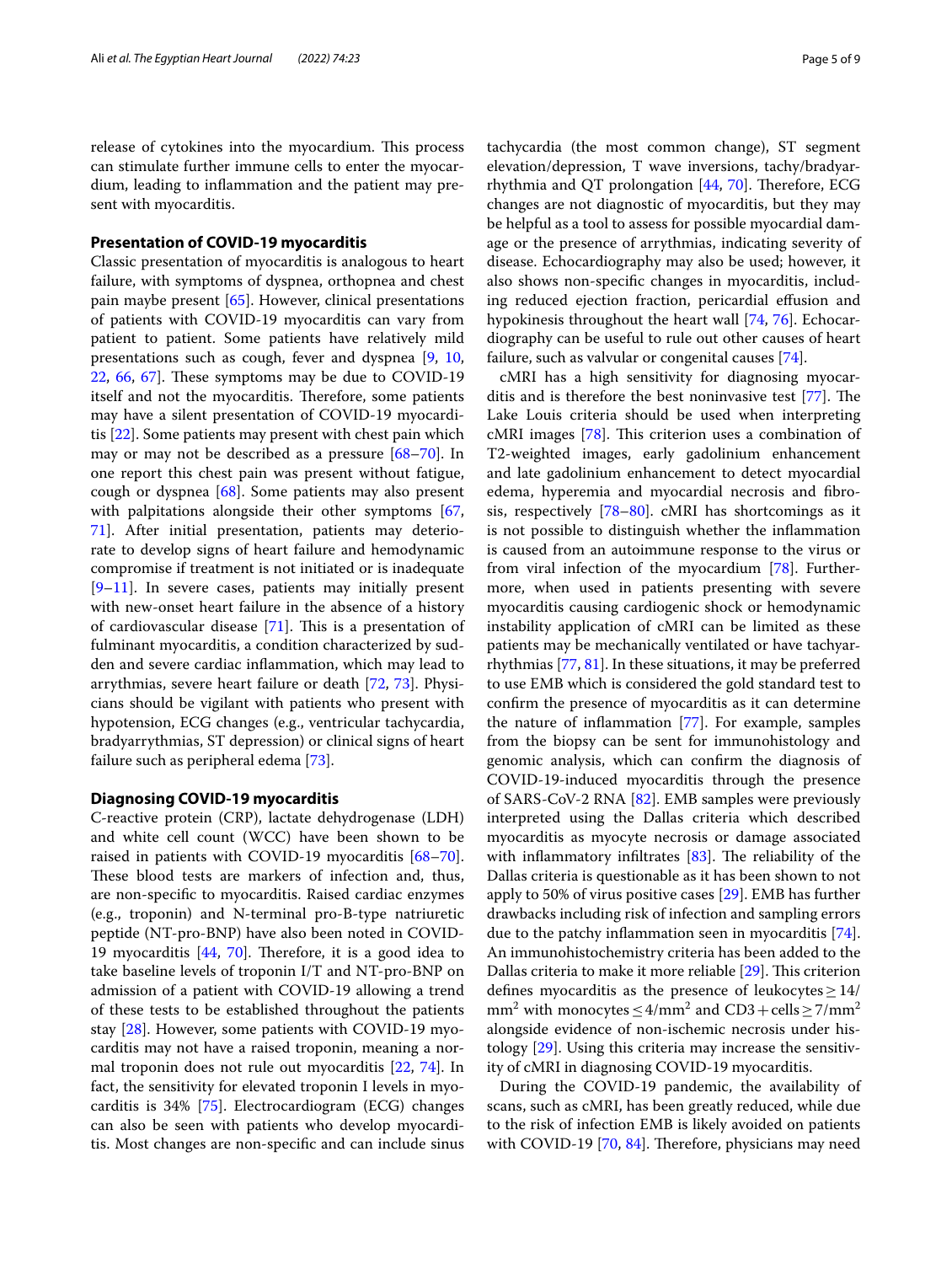release of cytokines into the myocardium. This process can stimulate further immune cells to enter the myocardium, leading to inflammation and the patient may present with myocarditis.

## Presentation of COVID-19 myocarditis

Classic presentation of myocarditis is analogous to heart failure, with symptoms of dyspnea, orthopnea and chest pain maybe present [65]. However, clinical presentations of patients with COVID-19 myocarditis can vary from patient to patient. Some patients have relatively mild presentations such as cough, fever and dyspnea [9, 10, 22, 66, 67]. These symptoms may be due to COVID-19 itself and not the myocarditis. Therefore, some patients may have a silent presentation of COVID-19 myocarditis [22]. Some patients may present with chest pain which may or may not be described as a pressure [68–70]. In one report this chest pain was present without fatigue, cough or dyspnea [68]. Some patients may also present with palpitations alongside their other symptoms [67, 71]. After initial presentation, patients may deteriorate to develop signs of heart failure and hemodynamic compromise if treatment is not initiated or is inadequate [9–11]. In severe cases, patients may initially present with new-onset heart failure in the absence of a history of cardiovascular disease [71]. This is a presentation of fulminant myocarditis, a condition characterized by sudden and severe cardiac inflammation, which may lead to arrythmias, severe heart failure or death [72, 73]. Physicians should be vigilant with patients who present with hypotension, ECG changes (e.g., ventricular tachycardia, bradyarrythmias, ST depression) or clinical signs of heart failure such as peripheral edema [73].

## Diagnosing COVID-19 myocarditis

C-reactive protein (CRP), lactate dehydrogenase (LDH) and white cell count (WCC) have been shown to be raised in patients with COVID-19 myocarditis [68–70]. These blood tests are markers of infection and, thus, are non-specific to myocarditis. Raised cardiac enzymes (e.g., troponin) and N-terminal pro-B-type natriuretic peptide (NT-pro-BNP) have also been noted in COVID-19 myocarditis [44, 70]. Therefore, it is a good idea to take baseline levels of troponin I/T and NT-pro-BNP on admission of a patient with COVID-19 allowing a trend of these tests to be established throughout the patients stay [28]. However, some patients with COVID-19 myocarditis may not have a raised troponin, meaning a normal troponin does not rule out myocarditis [22, 74]. In fact, the sensitivity for elevated troponin I levels in myocarditis is 34% [75]. Electrocardiogram (ECG) changes can also be seen with patients who develop myocarditis. Most changes are non-specific and can include sinus tachycardia (the most common change), ST segment elevation/depression, T wave inversions, tachy/bradyarrhythmia and QT prolongation [44, 70]. Therefore, ECG changes are not diagnostic of myocarditis, but they may be helpful as a tool to assess for possible myocardial damage or the presence of arrythmias, indicating severity of disease. Echocardiography may also be used; however, it also shows non-specific changes in myocarditis, including reduced ejection fraction, pericardial effusion and hypokinesis throughout the heart wall [74, 76]. Echocardiography can be useful to rule out other causes of heart failure, such as valvular or congenital causes [74].

cMRI has a high sensitivity for diagnosing myocarditis and is therefore the best noninvasive test [77]. The Lake Louis criteria should be used when interpreting cMRI images [78]. This criterion uses a combination of T2-weighted images, early gadolinium enhancement and late gadolinium enhancement to detect myocardial edema, hyperemia and myocardial necrosis and fibrosis, respectively [78–80]. cMRI has shortcomings as it is not possible to distinguish whether the inflammation is caused from an autoimmune response to the virus or from viral infection of the myocardium [78]. Furthermore, when used in patients presenting with severe myocarditis causing cardiogenic shock or hemodynamic instability application of cMRI can be limited as these patients may be mechanically ventilated or have tachyarrhythmias [77, 81]. In these situations, it may be preferred to use EMB which is considered the gold standard test to confirm the presence of myocarditis as it can determine the nature of inflammation [77]. For example, samples from the biopsy can be sent for immunohistology and genomic analysis, which can confirm the diagnosis of COVID-19-induced myocarditis through the presence of SARS-CoV-2 RNA [82]. EMB samples were previously interpreted using the Dallas criteria which described myocarditis as myocyte necrosis or damage associated with inflammatory infiltrates [83]. The reliability of the Dallas criteria is questionable as it has been shown to not apply to 50% of virus positive cases [29]. EMB has further drawbacks including risk of infection and sampling errors due to the patchy inflammation seen in myocarditis [74]. An immunohistochemistry criteria has been added to the Dallas criteria to make it more reliable [29]. This criterion defines myocarditis as the presence of leukocytes $\geq 14/\text{mm}^2$ with monocytes $\leq 4/\text{mm}^2$ and CD3 + cells $\geq 7/\text{mm}^2$ alongside evidence of non-ischemic necrosis under histology [29]. Using this criteria may increase the sensitivity of cMRI in diagnosing COVID-19 myocarditis.

During the COVID-19 pandemic, the availability of scans, such as cMRI, has been greatly reduced, while due to the risk of infection EMB is likely avoided on patients with COVID-19 [70, 84]. Therefore, physicians may need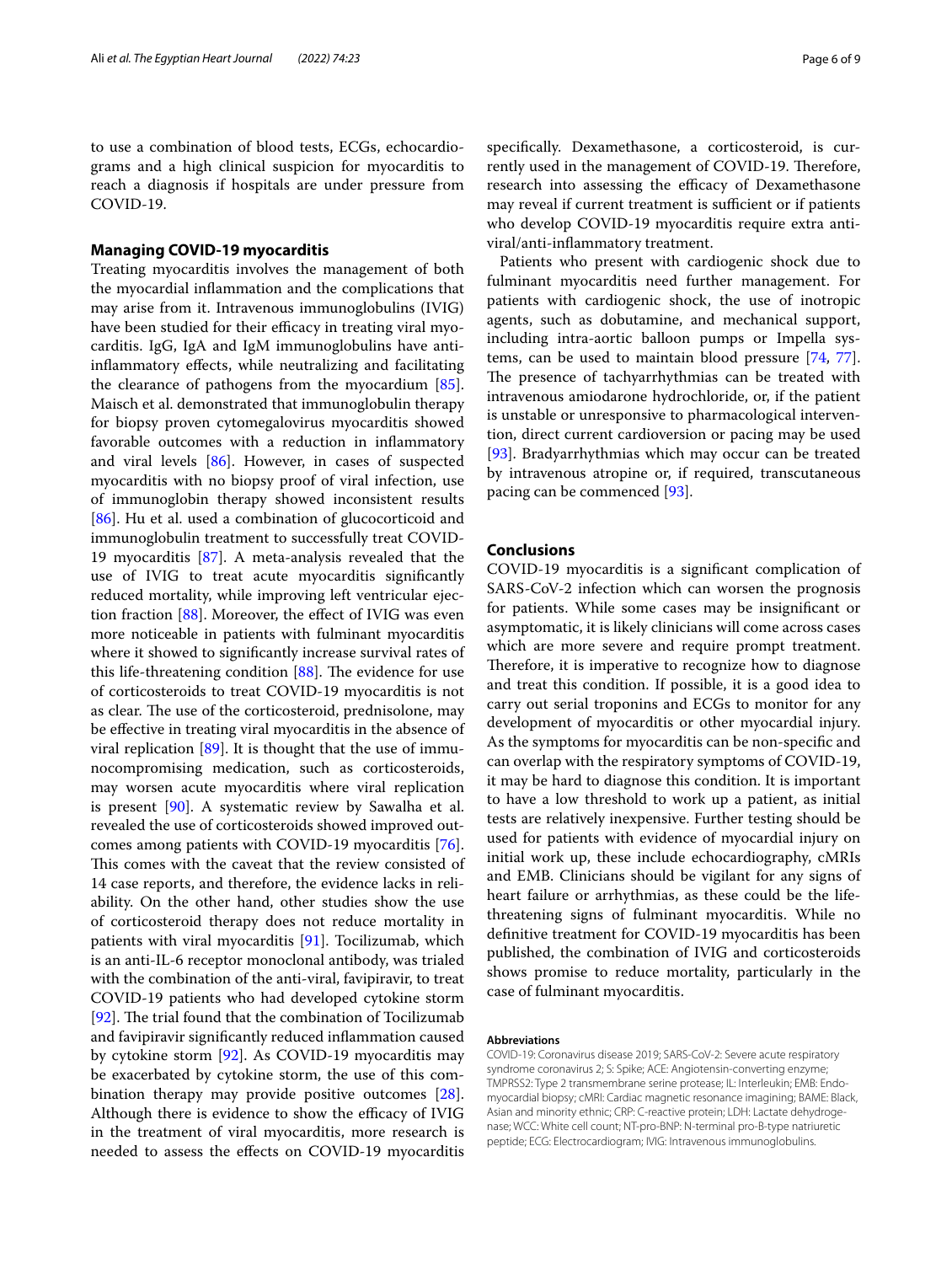to use a combination of blood tests, ECGs, echocardiograms and a high clinical suspicion for myocarditis to reach a diagnosis if hospitals are under pressure from COVID-19.

## Managing COVID-19 myocarditis

Treating myocarditis involves the management of both the myocardial inflammation and the complications that may arise from it. Intravenous immunoglobulins (IVIG) have been studied for their efficacy in treating viral myocarditis. IgG, IgA and IgM immunoglobulins have anti-inflammatory effects, while neutralizing and facilitating the clearance of pathogens from the myocardium [85]. Maisch et al. demonstrated that immunoglobulin therapy for biopsy proven cytomegalovirus myocarditis showed favorable outcomes with a reduction in inflammatory and viral levels [86]. However, in cases of suspected myocarditis with no biopsy proof of viral infection, use of immunoglobin therapy showed inconsistent results [86]. Hu et al. used a combination of glucocorticoid and immunoglobulin treatment to successfully treat COVID-19 myocarditis [87]. A meta-analysis revealed that the use of IVIG to treat acute myocarditis significantly reduced mortality, while improving left ventricular ejection fraction [88]. Moreover, the effect of IVIG was even more noticeable in patients with fulminant myocarditis where it showed to significantly increase survival rates of this life-threatening condition [88]. The evidence for use of corticosteroids to treat COVID-19 myocarditis is not as clear. The use of the corticosteroid, prednisolone, may be effective in treating viral myocarditis in the absence of viral replication [89]. It is thought that the use of immunocompromising medication, such as corticosteroids, may worsen acute myocarditis where viral replication is present [90]. A systematic review by Sawalha et al. revealed the use of corticosteroids showed improved outcomes among patients with COVID-19 myocarditis [76]. This comes with the caveat that the review consisted of 14 case reports, and therefore, the evidence lacks in reliability. On the other hand, other studies show the use of corticosteroid therapy does not reduce mortality in patients with viral myocarditis [91]. Tocilizumab, which is an anti-IL-6 receptor monoclonal antibody, was trialed with the combination of the anti-viral, favipiravir, to treat COVID-19 patients who had developed cytokine storm [92]. The trial found that the combination of Tocilizumab and favipiravir significantly reduced inflammation caused by cytokine storm [92]. As COVID-19 myocarditis may be exacerbated by cytokine storm, the use of this combination therapy may provide positive outcomes [28]. Although there is evidence to show the efficacy of IVIG in the treatment of viral myocarditis, more research is needed to assess the effects on COVID-19 myocarditis specifically. Dexamethasone, a corticosteroid, is currently used in the management of COVID-19. Therefore, research into assessing the efficacy of Dexamethasone may reveal if current treatment is sufficient or if patients who develop COVID-19 myocarditis require extra anti-viral/anti-inflammatory treatment.

Patients who present with cardiogenic shock due to fulminant myocarditis need further management. For patients with cardiogenic shock, the use of inotropic agents, such as dobutamine, and mechanical support, including intra-aortic balloon pumps or Impella systems, can be used to maintain blood pressure [74, 77]. The presence of tachyarrhythmias can be treated with intravenous amiodarone hydrochloride, or, if the patient is unstable or unresponsive to pharmacological intervention, direct current cardioversion or pacing may be used [93]. Bradyarrhythmias which may occur can be treated by intravenous atropine or, if required, transcutaneous pacing can be commenced [93].

## Conclusions

COVID-19 myocarditis is a significant complication of SARS-CoV-2 infection which can worsen the prognosis for patients. While some cases may be insignificant or asymptomatic, it is likely clinicians will come across cases which are more severe and require prompt treatment. Therefore, it is imperative to recognize how to diagnose and treat this condition. If possible, it is a good idea to carry out serial troponins and ECGs to monitor for any development of myocarditis or other myocardial injury. As the symptoms for myocarditis can be non-specific and can overlap with the respiratory symptoms of COVID-19, it may be hard to diagnose this condition. It is important to have a low threshold to work up a patient, as initial tests are relatively inexpensive. Further testing should be used for patients with evidence of myocardial injury on initial work up, these include echocardiography, cMRIs and EMB. Clinicians should be vigilant for any signs of heart failure or arrhythmias, as these could be the life-threatening signs of fulminant myocarditis. While no definitive treatment for COVID-19 myocarditis has been published, the combination of IVIG and corticosteroids shows promise to reduce mortality, particularly in the case of fulminant myocarditis.

#### Abbreviations

COVID-19: Coronavirus disease 2019; SARS-CoV-2: Severe acute respiratory syndrome coronavirus 2; S: Spike; ACE: Angiotensin-converting enzyme; TMPRSS2: Type 2 transmembrane serine protease; IL: Interleukin; EMB: Endomyocardial biopsy; cMRI: Cardiac magnetic resonance imagining; BAME: Black, Asian and minority ethnic; CRP: C-reactive protein; LDH: Lactate dehydrogenase; WCC: White cell count; NT-pro-BNP: N-terminal pro-B-type natriuretic peptide; ECG: Electrocardiogram; IVIG: Intravenous immunoglobulins.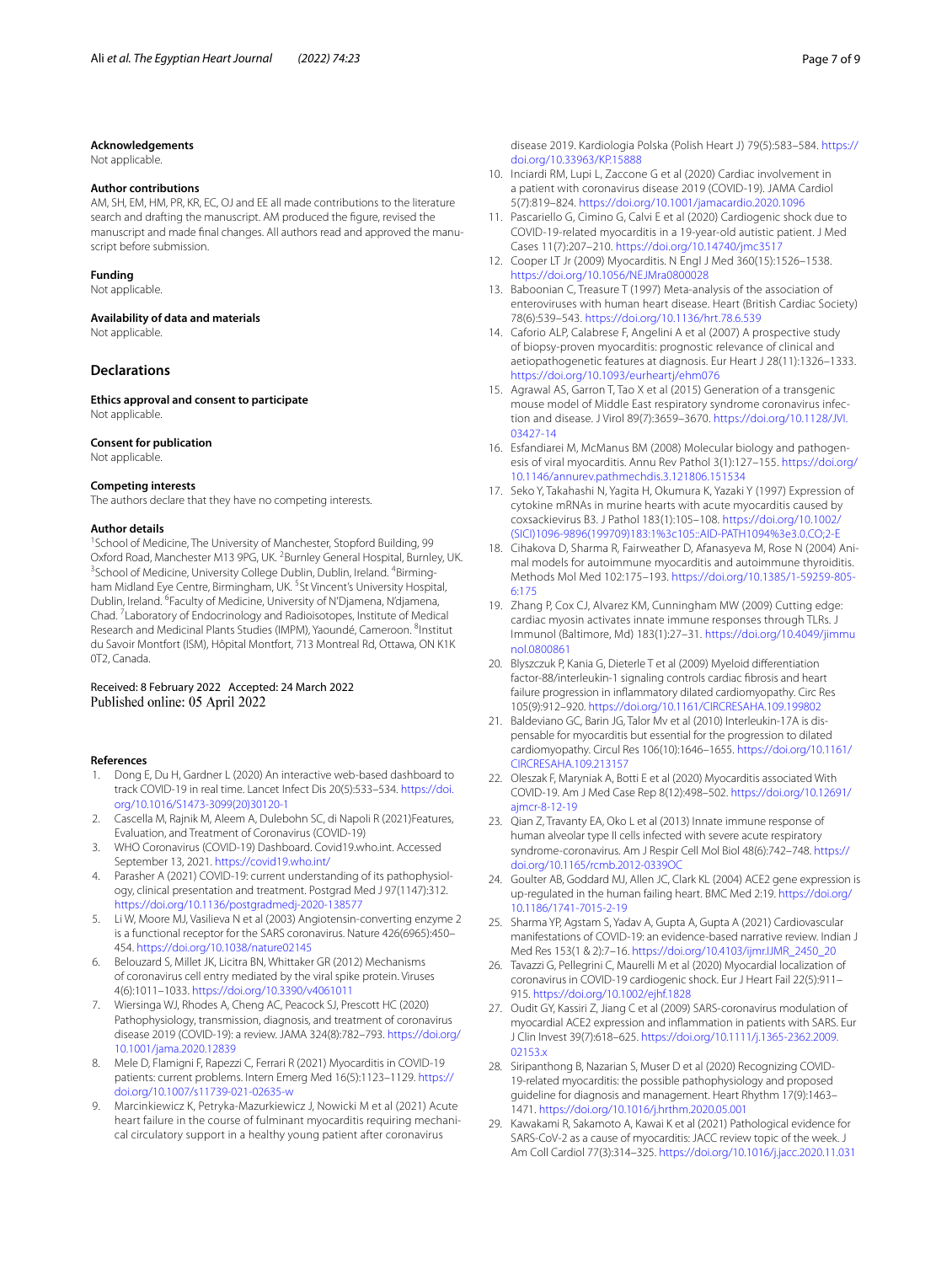### Acknowledgements

Not applicable.

### Author contributions

AM, SH, EM, HM, PR, KR, EC, OJ and EE all made contributions to the literature search and drafting the manuscript. AM produced the figure, revised the manuscript and made final changes. All authors read and approved the manuscript before submission.

### Funding

Not applicable.

### Availability of data and materials

Not applicable.

## Declarations

### Ethics approval and consent to participate

Not applicable.

### Consent for publication

Not applicable.

### Competing interests

The authors declare that they have no competing interests.

### Author details

[1]School of Medicine, The University of Manchester, Stopford Building, 99 Oxford Road, Manchester M13 9PG, UK. [2]Burnley General Hospital, Burnley, UK. [3]School of Medicine, University College Dublin, Dublin, Ireland. [4]Birmingham Midland Eye Centre, Birmingham, UK. [5]St Vincent's University Hospital, Dublin, Ireland. [6]Faculty of Medicine, University of N'Djamena, N'djamena, Chad. [7]Laboratory of Endocrinology and Radioisotopes, Institute of Medical Research and Medicinal Plants Studies (IMPM), Yaoundé, Cameroon. [8]Institut du Savoir Montfort (ISM), Hôpital Montfort, 713 Montreal Rd, Ottawa, ON K1K 0T2, Canada.

Received: 8 February 2022 Accepted: 24 March 2022
Published online: 05 April 2022

### References

1. Dong E, Du H, Gardner L (2020) An interactive web-based dashboard to track COVID-19 in real time. Lancet Infect Dis 20(5):533–534. https://doi.org/10.1016/S1473-3099(20)30120-1
2. Cascella M, Rajnik M, Aleem A, Dulebohn SC, di Napoli R (2021)Features, Evaluation, and Treatment of Coronavirus (COVID-19)
3. WHO Coronavirus (COVID-19) Dashboard. Covid19.who.int. Accessed September 13, 2021. https://covid19.who.int/
4. Parasher A (2021) COVID-19: current understanding of its pathophysiology, clinical presentation and treatment. Postgrad Med J 97(1147):312. https://doi.org/10.1136/postgradmedj-2020-138577
5. Li W, Moore MJ, Vasilieva N et al (2003) Angiotensin-converting enzyme 2 is a functional receptor for the SARS coronavirus. Nature 426(6965):450–454. https://doi.org/10.1038/nature02145
6. Belouzard S, Millet JK, Licitra BN, Whittaker GR (2012) Mechanisms of coronavirus cell entry mediated by the viral spike protein. Viruses 4(6):1011–1033. https://doi.org/10.3390/v4061011
7. Wiersinga WJ, Rhodes A, Cheng AC, Peacock SJ, Prescott HC (2020) Pathophysiology, transmission, diagnosis, and treatment of coronavirus disease 2019 (COVID-19): a review. JAMA 324(8):782–793. https://doi.org/10.1001/jama.2020.12839
8. Mele D, Flamigni F, Rapezzi C, Ferrari R (2021) Myocarditis in COVID-19 patients: current problems. Intern Emerg Med 16(5):1123–1129. https://doi.org/10.1007/s11739-021-02635-w
9. Marcinkiewicz K, Petryka-Mazurkiewicz J, Nowicki M et al (2021) Acute heart failure in the course of fulminant myocarditis requiring mechanical circulatory support in a healthy young patient after coronavirus disease 2019. Kardiologia Polska (Polish Heart J) 79(5):583–584. https://doi.org/10.33963/KP.15888
10. Inciardi RM, Lupi L, Zaccone G et al (2020) Cardiac involvement in a patient with coronavirus disease 2019 (COVID-19). JAMA Cardiol 5(7):819–824. https://doi.org/10.1001/jamacardio.2020.1096
11. Pascariello G, Cimino G, Calvi E et al (2020) Cardiogenic shock due to COVID-19-related myocarditis in a 19-year-old autistic patient. J Med Cases 11(7):207–210. https://doi.org/10.14740/jmc3517
12. Cooper LT Jr (2009) Myocarditis. N Engl J Med 360(15):1526–1538. https://doi.org/10.1056/NEJMra0800028
13. Baboonian C, Treasure T (1997) Meta-analysis of the association of enteroviruses with human heart disease. Heart (British Cardiac Society) 78(6):539–543. https://doi.org/10.1136/hrt.78.6.539
14. Caforio ALP, Calabrese F, Angelini A et al (2007) A prospective study of biopsy-proven myocarditis: prognostic relevance of clinical and aetiopathogenetic features at diagnosis. Eur Heart J 28(11):1326–1333. https://doi.org/10.1093/eurheartj/ehm076
15. Agrawal AS, Garron T, Tao X et al (2015) Generation of a transgenic mouse model of Middle East respiratory syndrome coronavirus infection and disease. J Virol 89(7):3659–3670. https://doi.org/10.1128/JVI.03427-14
16. Esfandiarei M, McManus BM (2008) Molecular biology and pathogenesis of viral myocarditis. Annu Rev Pathol 3(1):127–155. https://doi.org/10.1146/annurev.pathmechdis.3.121806.151534
17. Seko Y, Takahashi N, Yagita H, Okumura K, Yazaki Y (1997) Expression of cytokine mRNAs in murine hearts with acute myocarditis caused by coxsackievirus B3. J Pathol 183(1):105–108. https://doi.org/10.1002/(SICI)1096-9896(199709)183:1%3c105::AID-PATH1094%3e3.0.CO;2-E
18. Cihakova D, Sharma R, Fairweather D, Afanasyeva M, Rose N (2004) Animal models for autoimmune myocarditis and autoimmune thyroiditis. Methods Mol Med 102:175–193. https://doi.org/10.1385/1-59259-805-6:175
19. Zhang P, Cox CJ, Alvarez KM, Cunningham MW (2009) Cutting edge: cardiac myosin activates innate immune responses through TLRs. J Immunol (Baltimore, Md) 183(1):27–31. https://doi.org/10.4049/jimmunol.0800861
20. Blyszczuk P, Kania G, Dieterle T et al (2009) Myeloid differentiation factor-88/interleukin-1 signaling controls cardiac fibrosis and heart failure progression in inflammatory dilated cardiomyopathy. Circ Res 105(9):912–920. https://doi.org/10.1161/CIRCRESAHA.109.199802
21. Baldeviano GC, Barin JG, Talor Mv et al (2010) Interleukin-17A is dispensable for myocarditis but essential for the progression to dilated cardiomyopathy. Circul Res 106(10):1646–1655. https://doi.org/10.1161/CIRCRESAHA.109.213157
22. Oleszak F, Maryniak A, Botti E et al (2020) Myocarditis associated With COVID-19. Am J Med Case Rep 8(12):498–502. https://doi.org/10.12691/ajmcr-8-12-19
23. Qian Z, Travanty EA, Oko L et al (2013) Innate immune response of human alveolar type II cells infected with severe acute respiratory syndrome-coronavirus. Am J Respir Cell Mol Biol 48(6):742–748. https://doi.org/10.1165/rcmb.2012-0339OC
24. Goulter AB, Goddard MJ, Allen JC, Clark KL (2004) ACE2 gene expression is up-regulated in the human failing heart. BMC Med 2:19. https://doi.org/10.1186/1741-7015-2-19
25. Sharma YP, Agstam S, Yadav A, Gupta A, Gupta A (2021) Cardiovascular manifestations of COVID-19: an evidence-based narrative review. Indian J Med Res 153(1 & 2):7–16. https://doi.org/10.4103/ijmr.IJMR_2450_20
26. Tavazzi G, Pellegrini C, Maurelli M et al (2020) Myocardial localization of coronavirus in COVID-19 cardiogenic shock. Eur J Heart Fail 22(5):911–915. https://doi.org/10.1002/ejhf.1828
27. Oudit GY, Kassiri Z, Jiang C et al (2009) SARS-coronavirus modulation of myocardial ACE2 expression and inflammation in patients with SARS. Eur J Clin Invest 39(7):618–625. https://doi.org/10.1111/j.1365-2362.2009.02153.x
28. Siripanthong B, Nazarian S, Muser D et al (2020) Recognizing COVID-19-related myocarditis: the possible pathophysiology and proposed guideline for diagnosis and management. Heart Rhythm 17(9):1463–1471. https://doi.org/10.1016/j.hrthm.2020.05.001
29. Kawakami R, Sakamoto A, Kawai K et al (2021) Pathological evidence for SARS-CoV-2 as a cause of myocarditis: JACC review topic of the week. J Am Coll Cardiol 77(3):314–325. https://doi.org/10.1016/j.jacc.2020.11.031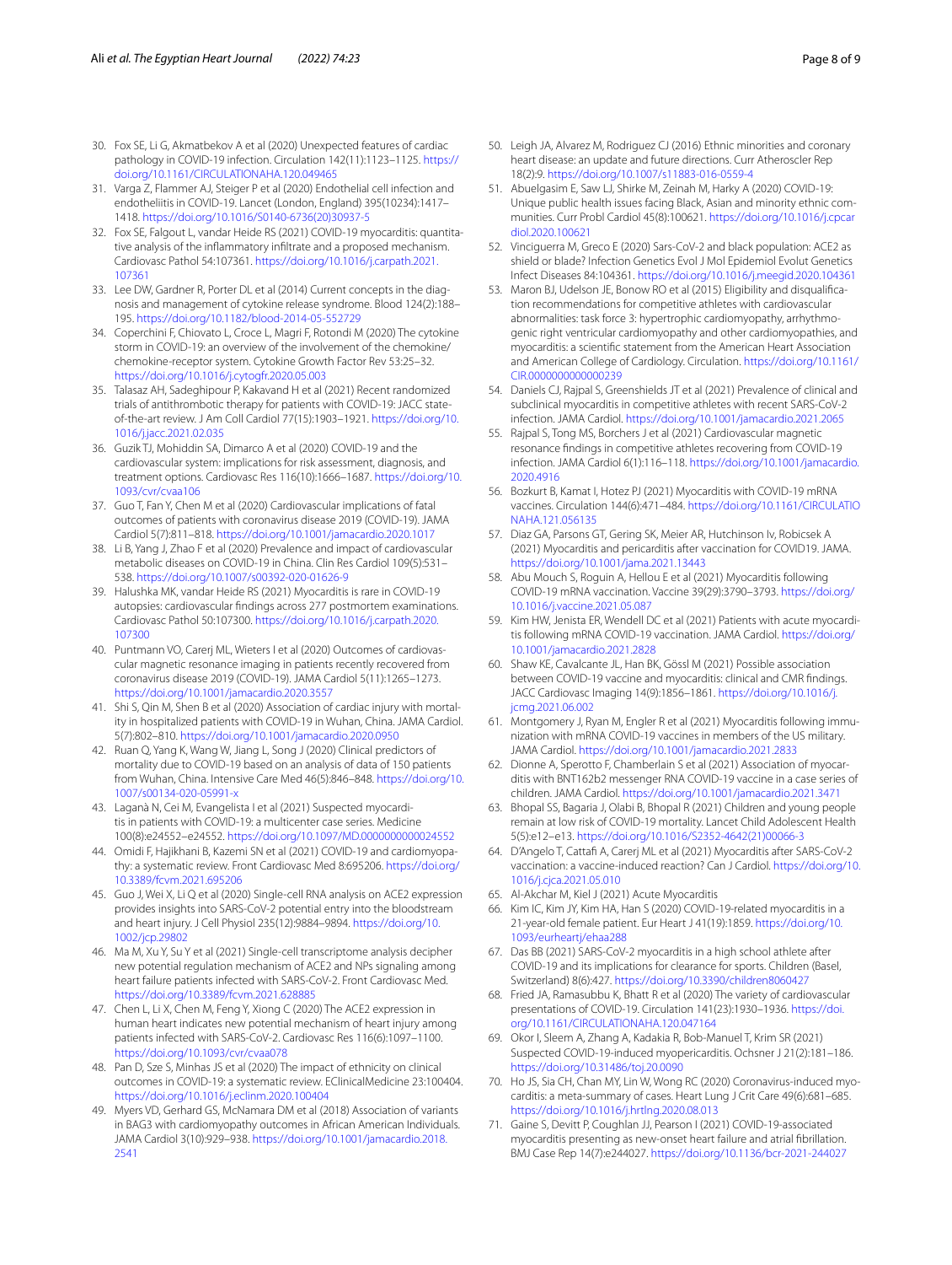30. Fox SE, Li G, Akmatbekov A et al (2020) Unexpected features of cardiac pathology in COVID-19 infection. Circulation 142(11):1123–1125. https://doi.org/10.1161/CIRCULATIONAHA.120.049465
31. Varga Z, Flammer AJ, Steiger P et al (2020) Endothelial cell infection and endotheliitis in COVID-19. Lancet (London, England) 395(10234):1417–1418. https://doi.org/10.1016/S0140-6736(20)30937-5
32. Fox SE, Falgout L, vandar Heide RS (2021) COVID-19 myocarditis: quantitative analysis of the inflammatory infiltrate and a proposed mechanism. Cardiovasc Pathol 54:107361. https://doi.org/10.1016/j.carpath.2021.107361
33. Lee DW, Gardner R, Porter DL et al (2014) Current concepts in the diagnosis and management of cytokine release syndrome. Blood 124(2):188–195. https://doi.org/10.1182/blood-2014-05-552729
34. Coperchini F, Chiovato L, Croce L, Magri F, Rotondi M (2020) The cytokine storm in COVID-19: an overview of the involvement of the chemokine/chemokine-receptor system. Cytokine Growth Factor Rev 53:25–32. https://doi.org/10.1016/j.cytogfr.2020.05.003
35. Talasaz AH, Sadeghipour P, Kakavand H et al (2021) Recent randomized trials of antithrombotic therapy for patients with COVID-19: JACC state-of-the-art review. J Am Coll Cardiol 77(15):1903–1921. https://doi.org/10.1016/j.jacc.2021.02.035
36. Guzik TJ, Mohiddin SA, Dimarco A et al (2020) COVID-19 and the cardiovascular system: implications for risk assessment, diagnosis, and treatment options. Cardiovasc Res 116(10):1666–1687. https://doi.org/10.1093/cvr/cvaa106
37. Guo T, Fan Y, Chen M et al (2020) Cardiovascular implications of fatal outcomes of patients with coronavirus disease 2019 (COVID-19). JAMA Cardiol 5(7):811–818. https://doi.org/10.1001/jamacardio.2020.1017
38. Li B, Yang J, Zhao F et al (2020) Prevalence and impact of cardiovascular metabolic diseases on COVID-19 in China. Clin Res Cardiol 109(5):531–538. https://doi.org/10.1007/s00392-020-01626-9
39. Halushka MK, vandar Heide RS (2021) Myocarditis is rare in COVID-19 autopsies: cardiovascular findings across 277 postmortem examinations. Cardiovasc Pathol 50:107300. https://doi.org/10.1016/j.carpath.2020.107300
40. Puntmann VO, Carerj ML, Wieters I et al (2020) Outcomes of cardiovascular magnetic resonance imaging in patients recently recovered from coronavirus disease 2019 (COVID-19). JAMA Cardiol 5(11):1265–1273. https://doi.org/10.1001/jamacardio.2020.3557
41. Shi S, Qin M, Shen B et al (2020) Association of cardiac injury with mortality in hospitalized patients with COVID-19 in Wuhan, China. JAMA Cardiol. 5(7):802–810. https://doi.org/10.1001/jamacardio.2020.0950
42. Ruan Q, Yang K, Wang W, Jiang L, Song J (2020) Clinical predictors of mortality due to COVID-19 based on an analysis of data of 150 patients from Wuhan, China. Intensive Care Med 46(5):846–848. https://doi.org/10.1007/s00134-020-05991-x
43. Laganà N, Cei M, Evangelista I et al (2021) Suspected myocarditis in patients with COVID-19: a multicenter case series. Medicine 100(8):e24552–e24552. https://doi.org/10.1097/MD.0000000000024552
44. Omidi F, Hajikhani B, Kazemi SN et al (2021) COVID-19 and cardiomyopathy: a systematic review. Front Cardiovasc Med 8:695206. https://doi.org/10.3389/fcvm.2021.695206
45. Guo J, Wei X, Li Q et al (2020) Single-cell RNA analysis on ACE2 expression provides insights into SARS-CoV-2 potential entry into the bloodstream and heart injury. J Cell Physiol 235(12):9884–9894. https://doi.org/10.1002/jcp.29802
46. Ma M, Xu Y, Su Y et al (2021) Single-cell transcriptome analysis decipher new potential regulation mechanism of ACE2 and NPs signaling among heart failure patients infected with SARS-CoV-2. Front Cardiovasc Med. https://doi.org/10.3389/fcvm.2021.628885
47. Chen L, Li X, Chen M, Feng Y, Xiong C (2020) The ACE2 expression in human heart indicates new potential mechanism of heart injury among patients infected with SARS-CoV-2. Cardiovasc Res 116(6):1097–1100. https://doi.org/10.1093/cvr/cvaa078
48. Pan D, Sze S, Minhas JS et al (2020) The impact of ethnicity on clinical outcomes in COVID-19: a systematic review. EClinicalMedicine 23:100404. https://doi.org/10.1016/j.eclinm.2020.100404
49. Myers VD, Gerhard GS, McNamara DM et al (2018) Association of variants in BAG3 with cardiomyopathy outcomes in African American Individuals. JAMA Cardiol 3(10):929–938. https://doi.org/10.1001/jamacardio.2018.2541
50. Leigh JA, Alvarez M, Rodriguez CJ (2016) Ethnic minorities and coronary heart disease: an update and future directions. Curr Atheroscler Rep 18(2):9. https://doi.org/10.1007/s11883-016-0559-4
51. Abuelgasim E, Saw LJ, Shirke M, Zeinah M, Harky A (2020) COVID-19: Unique public health issues facing Black, Asian and minority ethnic communities. Curr Probl Cardiol 45(8):100621. https://doi.org/10.1016/j.cpcardiol.2020.100621
52. Vinciguerra M, Greco E (2020) Sars-CoV-2 and black population: ACE2 as shield or blade? Infection Genetics Evol J Mol Epidemiol Evolut Genetics Infect Diseases 84:104361. https://doi.org/10.1016/j.meegid.2020.104361
53. Maron BJ, Udelson JE, Bonow RO et al (2015) Eligibility and disqualification recommendations for competitive athletes with cardiovascular abnormalities: task force 3: hypertrophic cardiomyopathy, arrhythmogenic right ventricular cardiomyopathy and other cardiomyopathies, and myocarditis: a scientific statement from the American Heart Association and American College of Cardiology. Circulation. https://doi.org/10.1161/CIR.0000000000000239
54. Daniels CJ, Rajpal S, Greenshields JT et al (2021) Prevalence of clinical and subclinical myocarditis in competitive athletes with recent SARS-CoV-2 infection. JAMA Cardiol. https://doi.org/10.1001/jamacardio.2021.2065
55. Rajpal S, Tong MS, Borchers J et al (2021) Cardiovascular magnetic resonance findings in competitive athletes recovering from COVID-19 infection. JAMA Cardiol 6(1):116–118. https://doi.org/10.1001/jamacardio.2020.4916
56. Bozkurt B, Kamat I, Hotez PJ (2021) Myocarditis with COVID-19 mRNA vaccines. Circulation 144(6):471–484. https://doi.org/10.1161/CIRCULATIONAHA.121.056135
57. Diaz GA, Parsons GT, Gering SK, Meier AR, Hutchinson Iv, Robicsek A (2021) Myocarditis and pericarditis after vaccination for COVID19. JAMA. https://doi.org/10.1001/jama.2021.13443
58. Abu Mouch S, Roguin A, Hellou E et al (2021) Myocarditis following COVID-19 mRNA vaccination. Vaccine 39(29):3790–3793. https://doi.org/10.1016/j.vaccine.2021.05.087
59. Kim HW, Jenista ER, Wendell DC et al (2021) Patients with acute myocarditis following mRNA COVID-19 vaccination. JAMA Cardiol. https://doi.org/10.1001/jamacardio.2021.2828
60. Shaw KE, Cavalcante JL, Han BK, Gössl M (2021) Possible association between COVID-19 vaccine and myocarditis: clinical and CMR findings. JACC Cardiovasc Imaging 14(9):1856–1861. https://doi.org/10.1016/j.jcmg.2021.06.002
61. Montgomery J, Ryan M, Engler R et al (2021) Myocarditis following immunization with mRNA COVID-19 vaccines in members of the US military. JAMA Cardiol. https://doi.org/10.1001/jamacardio.2021.2833
62. Dionne A, Sperotto F, Chamberlain S et al (2021) Association of myocarditis with BNT162b2 messenger RNA COVID-19 vaccine in a case series of children. JAMA Cardiol. https://doi.org/10.1001/jamacardio.2021.3471
63. Bhopal SS, Bagaria J, Olabi B, Bhopal R (2021) Children and young people remain at low risk of COVID-19 mortality. Lancet Child Adolescent Health 5(5):e12–e13. https://doi.org/10.1016/S2352-4642(21)00066-3
64. D'Angelo T, Cattafi A, Carerj ML et al (2021) Myocarditis after SARS-CoV-2 vaccination: a vaccine-induced reaction? Can J Cardiol. https://doi.org/10.1016/j.cjca.2021.05.010
65. Al-Akchar M, Kiel J (2021) Acute Myocarditis
66. Kim IC, Kim JY, Kim HA, Han S (2020) COVID-19-related myocarditis in a 21-year-old female patient. Eur Heart J 41(19):1859. https://doi.org/10.1093/eurheartj/ehaa288
67. Das BB (2021) SARS-CoV-2 myocarditis in a high school athlete after COVID-19 and its implications for clearance for sports. Children (Basel, Switzerland) 8(6):427. https://doi.org/10.3390/children8060427
68. Fried JA, Ramasubbu K, Bhatt R et al (2020) The variety of cardiovascular presentations of COVID-19. Circulation 141(23):1930–1936. https://doi.org/10.1161/CIRCULATIONAHA.120.047164
69. Okor I, Sleem A, Zhang A, Kadakia R, Bob-Manuel T, Krim SR (2021) Suspected COVID-19-induced myopericarditis. Ochsner J 21(2):181–186. https://doi.org/10.31486/toj.20.0090
70. Ho JS, Sia CH, Chan MY, Lin W, Wong RC (2020) Coronavirus-induced myocarditis: a meta-summary of cases. Heart Lung J Crit Care 49(6):681–685. https://doi.org/10.1016/j.hrtlng.2020.08.013
71. Gaine S, Devitt P, Coughlan JJ, Pearson I (2021) COVID-19-associated myocarditis presenting as new-onset heart failure and atrial fibrillation. BMJ Case Rep 14(7):e244027. https://doi.org/10.1136/bcr-2021-244027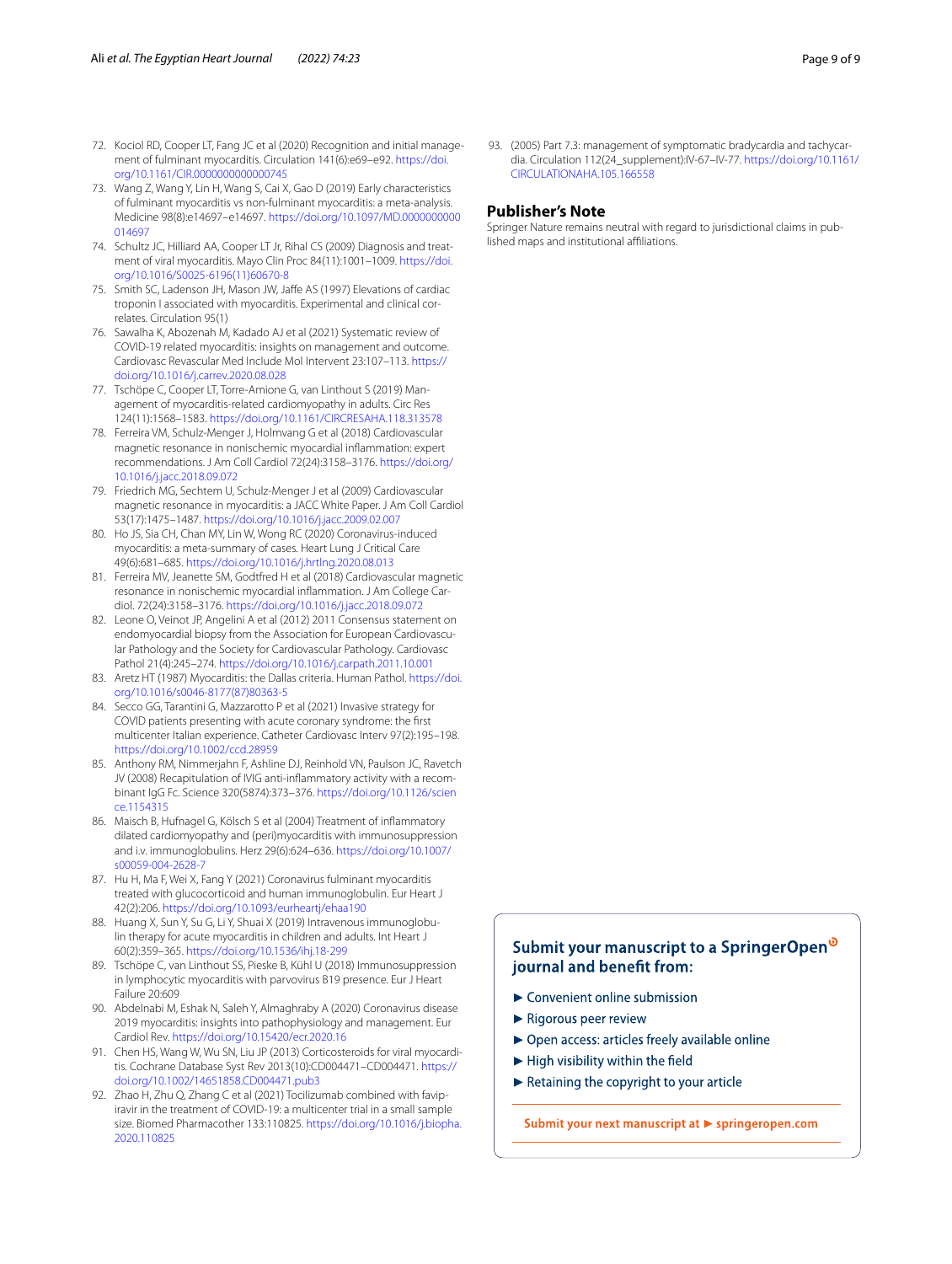72. Kociol RD, Cooper LT, Fang JC et al (2020) Recognition and initial management of fulminant myocarditis. Circulation 141(6):e69–e92. https://doi.org/10.1161/CIR.0000000000000745
73. Wang Z, Wang Y, Lin H, Wang S, Cai X, Gao D (2019) Early characteristics of fulminant myocarditis vs non-fulminant myocarditis: a meta-analysis. Medicine 98(8):e14697–e14697. https://doi.org/10.1097/MD.0000000000014697
74. Schultz JC, Hilliard AA, Cooper LT Jr, Rihal CS (2009) Diagnosis and treatment of viral myocarditis. Mayo Clin Proc 84(11):1001–1009. https://doi.org/10.1016/S0025-6196(11)60670-8
75. Smith SC, Ladenson JH, Mason JW, Jaffe AS (1997) Elevations of cardiac troponin I associated with myocarditis. Experimental and clinical correlates. Circulation 95(1)
76. Sawalha K, Abozenah M, Kadado AJ et al (2021) Systematic review of COVID-19 related myocarditis: insights on management and outcome. Cardiovasc Revascular Med Include Mol Intervent 23:107–113. https://doi.org/10.1016/j.carrev.2020.08.028
77. Tschöpe C, Cooper LT, Torre-Amione G, van Linthout S (2019) Management of myocarditis-related cardiomyopathy in adults. Circ Res 124(11):1568–1583. https://doi.org/10.1161/CIRCRESAHA.118.313578
78. Ferreira VM, Schulz-Menger J, Holmvang G et al (2018) Cardiovascular magnetic resonance in nonischemic myocardial inflammation: expert recommendations. J Am Coll Cardiol 72(24):3158–3176. https://doi.org/10.1016/j.jacc.2018.09.072
79. Friedrich MG, Sechtem U, Schulz-Menger J et al (2009) Cardiovascular magnetic resonance in myocarditis: a JACC White Paper. J Am Coll Cardiol 53(17):1475–1487. https://doi.org/10.1016/j.jacc.2009.02.007
80. Ho JS, Sia CH, Chan MY, Lin W, Wong RC (2020) Coronavirus-induced myocarditis: a meta-summary of cases. Heart Lung J Critical Care 49(6):681–685. https://doi.org/10.1016/j.hrtlng.2020.08.013
81. Ferreira MV, Jeanette SM, Godtfred H et al (2018) Cardiovascular magnetic resonance in nonischemic myocardial inflammation. J Am College Cardiol. 72(24):3158–3176. https://doi.org/10.1016/j.jacc.2018.09.072
82. Leone O, Veinot JP, Angelini A et al (2012) 2011 Consensus statement on endomyocardial biopsy from the Association for European Cardiovascular Pathology and the Society for Cardiovascular Pathology. Cardiovasc Pathol 21(4):245–274. https://doi.org/10.1016/j.carpath.2011.10.001
83. Aretz HT (1987) Myocarditis: the Dallas criteria. Human Pathol. https://doi.org/10.1016/s0046-8177(87)80363-5
84. Secco GG, Tarantini G, Mazzarotto P et al (2021) Invasive strategy for COVID patients presenting with acute coronary syndrome: the first multicenter Italian experience. Catheter Cardiovasc Interv 97(2):195–198. https://doi.org/10.1002/ccd.28959
85. Anthony RM, Nimmerjahn F, Ashline DJ, Reinhold VN, Paulson JC, Ravetch JV (2008) Recapitulation of IVIG anti-inflammatory activity with a recombinant IgG Fc. Science 320(5874):373–376. https://doi.org/10.1126/science.1154315
86. Maisch B, Hufnagel G, Kölsch S et al (2004) Treatment of inflammatory dilated cardiomyopathy and (peri)myocarditis with immunosuppression and i.v. immunoglobulins. Herz 29(6):624–636. https://doi.org/10.1007/s00059-004-2628-7
87. Hu H, Ma F, Wei X, Fang Y (2021) Coronavirus fulminant myocarditis treated with glucocorticoid and human immunoglobulin. Eur Heart J 42(2):206. https://doi.org/10.1093/eurheartj/ehaa190
88. Huang X, Sun Y, Su G, Li Y, Shuai X (2019) Intravenous immunoglobulin therapy for acute myocarditis in children and adults. Int Heart J 60(2):359–365. https://doi.org/10.1536/ihj.18-299
89. Tschöpe C, van Linthout SS, Pieske B, Kühl U (2018) Immunosuppression in lymphocytic myocarditis with parvovirus B19 presence. Eur J Heart Failure 20:609
90. Abdelnabi M, Eshak N, Saleh Y, Almaghraby A (2020) Coronavirus disease 2019 myocarditis: insights into pathophysiology and management. Eur Cardiol Rev. https://doi.org/10.15420/ecr.2020.16
91. Chen HS, Wang W, Wu SN, Liu JP (2013) Corticosteroids for viral myocarditis. Cochrane Database Syst Rev 2013(10):CD004471–CD004471. https://doi.org/10.1002/14651858.CD004471.pub3
92. Zhao H, Zhu Q, Zhang C et al (2021) Tocilizumab combined with favipiravir in the treatment of COVID-19: a multicenter trial in a small sample size. Biomed Pharmacother 133:110825. https://doi.org/10.1016/j.biopha.2020.110825
93. (2005) Part 7.3: management of symptomatic bradycardia and tachycardia. Circulation 112(24_supplement):IV-67–IV-77. https://doi.org/10.1161/CIRCULATIONAHA.105.166558

## Publisher's Note

Springer Nature remains neutral with regard to jurisdictional claims in published maps and institutional affiliations.

**Submit your manuscript to a SpringerOpen journal and benefit from:**

- ► Convenient online submission
- ► Rigorous peer review
- ► Open access: articles freely available online
- ► High visibility within the field
- ► Retaining the copyright to your article

**Submit your next manuscript at ► springeropen.com**